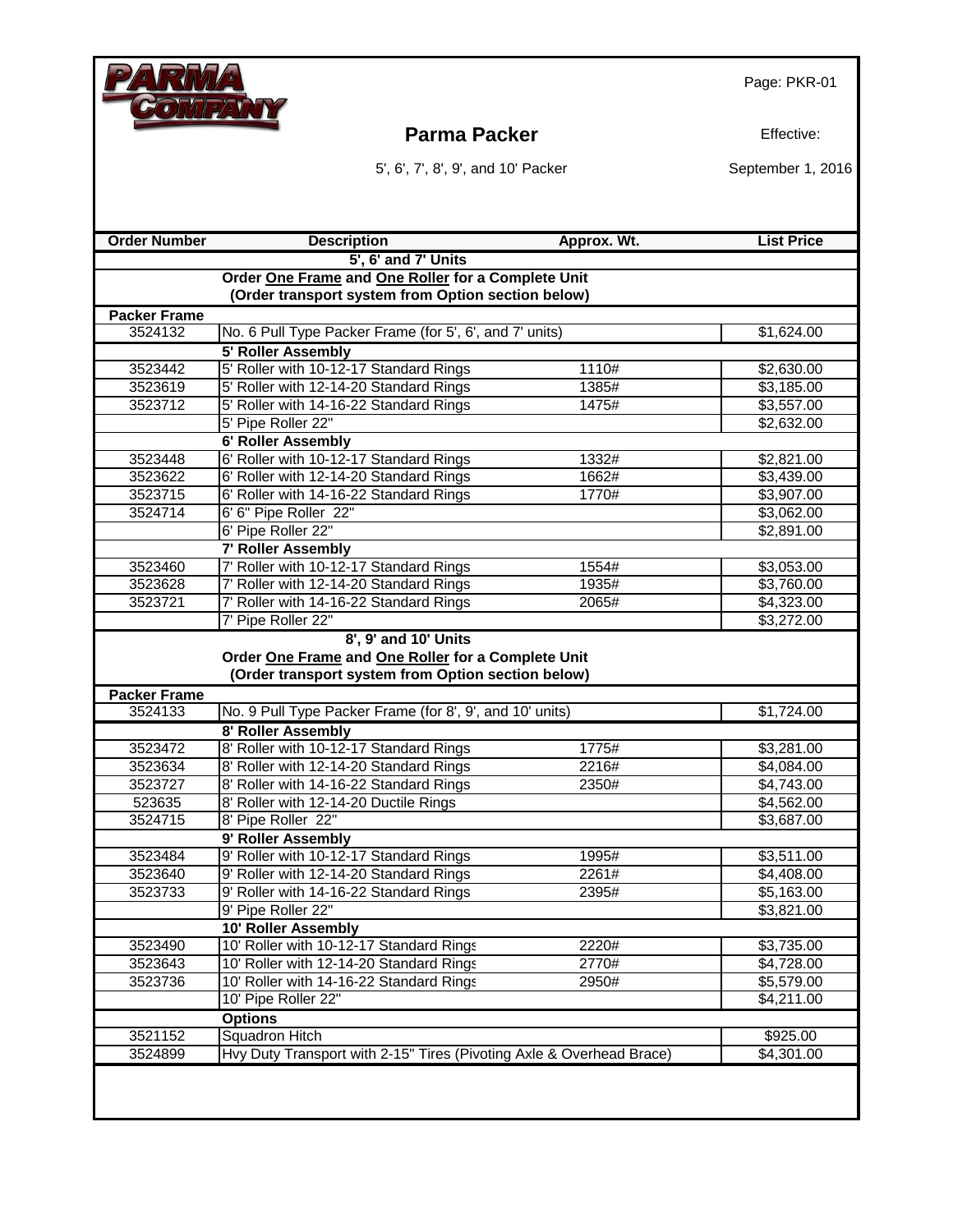# Parma Packer

Page: PKR-01

5', 6', 7', 8', 9', and 10' Packer

Effective: September 1, 2016

| Order Number | Description | Approx. Wt. | List Price |
|---|---|---|---|
| | **5', 6' and 7' Units** | | |
| | **Order One Frame and One Roller for a Complete Unit** | | |
| | **(Order transport system from Option section below)** | | |
| **Packer Frame** | | | |
| 3524132 | No. 6 Pull Type Packer Frame (for 5', 6', and 7' units) | | $1,624.00 |
| | **5' Roller Assembly** | | |
| 3523442 | 5' Roller with 10-12-17 Standard Rings | 1110# | $2,630.00 |
| 3523619 | 5' Roller with 12-14-20 Standard Rings | 1385# | $3,185.00 |
| 3523712 | 5' Roller with 14-16-22 Standard Rings | 1475# | $3,557.00 |
| | 5' Pipe Roller 22" | | $2,632.00 |
| | **6' Roller Assembly** | | |
| 3523448 | 6' Roller with 10-12-17 Standard Rings | 1332# | $2,821.00 |
| 3523622 | 6' Roller with 12-14-20 Standard Rings | 1662# | $3,439.00 |
| 3523715 | 6' Roller with 14-16-22 Standard Rings | 1770# | $3,907.00 |
| 3524714 | 6' 6" Pipe Roller 22" | | $3,062.00 |
| | 6' Pipe Roller 22" | | $2,891.00 |
| | **7' Roller Assembly** | | |
| 3523460 | 7' Roller with 10-12-17 Standard Rings | 1554# | $3,053.00 |
| 3523628 | 7' Roller with 12-14-20 Standard Rings | 1935# | $3,760.00 |
| 3523721 | 7' Roller with 14-16-22 Standard Rings | 2065# | $4,323.00 |
| | 7' Pipe Roller 22" | | $3,272.00 |
| | **8', 9' and 10' Units** | | |
| | **Order One Frame and One Roller for a Complete Unit** | | |
| | **(Order transport system from Option section below)** | | |
| **Packer Frame** | | | |
| 3524133 | No. 9 Pull Type Packer Frame (for 8', 9', and 10' units) | | $1,724.00 |
| | **8' Roller Assembly** | | |
| 3523472 | 8' Roller with 10-12-17 Standard Rings | 1775# | $3,281.00 |
| 3523634 | 8' Roller with 12-14-20 Standard Rings | 2216# | $4,084.00 |
| 3523727 | 8' Roller with 14-16-22 Standard Rings | 2350# | $4,743.00 |
| 523635 | 8' Roller with 12-14-20 Ductile Rings | | $4,562.00 |
| 3524715 | 8' Pipe Roller 22" | | $3,687.00 |
| | **9' Roller Assembly** | | |
| 3523484 | 9' Roller with 10-12-17 Standard Rings | 1995# | $3,511.00 |
| 3523640 | 9' Roller with 12-14-20 Standard Rings | 2261# | $4,408.00 |
| 3523733 | 9' Roller with 14-16-22 Standard Rings | 2395# | $5,163.00 |
| | 9' Pipe Roller 22" | | $3,821.00 |
| | **10' Roller Assembly** | | |
| 3523490 | 10' Roller with 10-12-17 Standard Rings | 2220# | $3,735.00 |
| 3523643 | 10' Roller with 12-14-20 Standard Rings | 2770# | $4,728.00 |
| 3523736 | 10' Roller with 14-16-22 Standard Rings | 2950# | $5,579.00 |
| | 10' Pipe Roller 22" | | $4,211.00 |
| | **Options** | | |
| 3521152 | Squadron Hitch | | $925.00 |
| 3524899 | Hvy Duty Transport with 2-15" Tires (Pivoting Axle & Overhead Brace) | | $4,301.00 |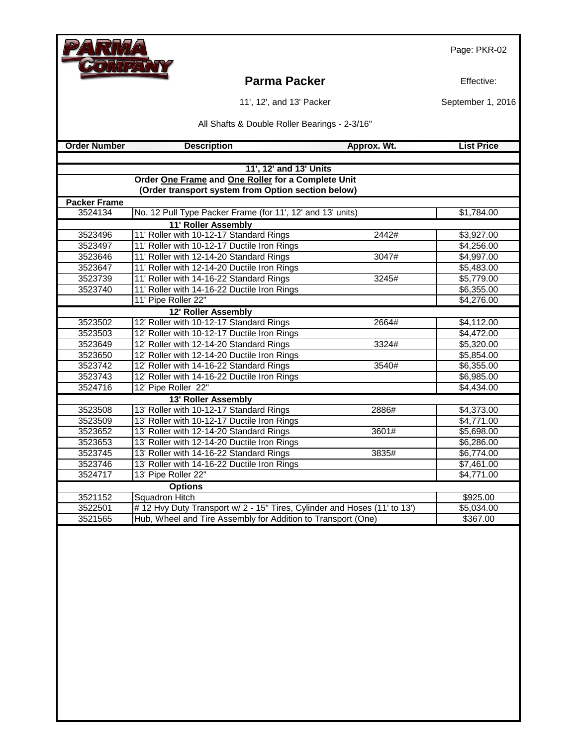PARMA COMPANY

Page: PKR-02

# Parma Packer

Effective:

September 1, 2016

11', 12', and 13' Packer

All Shafts & Double Roller Bearings - 2-3/16"

| Order Number | Description | Approx. Wt. | List Price |
|---|---|---|---|
| | **11', 12' and 13' Units** | | |
| | **Order One Frame and One Roller for a Complete Unit** | | |
| | **(Order transport system from Option section below)** | | |
| **Packer Frame** | | | |
| 3524134 | No. 12 Pull Type Packer Frame (for 11', 12' and 13' units) | | $1,784.00 |
| | **11' Roller Assembly** | | |
| 3523496 | 11' Roller with 10-12-17 Standard Rings | 2442# | $3,927.00 |
| 3523497 | 11' Roller with 10-12-17 Ductile Iron Rings | | $4,256.00 |
| 3523646 | 11' Roller with 12-14-20 Standard Rings | 3047# | $4,997.00 |
| 3523647 | 11' Roller with 12-14-20 Ductile Iron Rings | | $5,483.00 |
| 3523739 | 11' Roller with 14-16-22 Standard Rings | 3245# | $5,779.00 |
| 3523740 | 11' Roller with 14-16-22 Ductile Iron Rings | | $6,355.00 |
| | 11' Pipe Roller 22" | | $4,276.00 |
| | **12' Roller Assembly** | | |
| 3523502 | 12' Roller with 10-12-17 Standard Rings | 2664# | $4,112.00 |
| 3523503 | 12' Roller with 10-12-17 Ductile Iron Rings | | $4,472.00 |
| 3523649 | 12' Roller with 12-14-20 Standard Rings | 3324# | $5,320.00 |
| 3523650 | 12' Roller with 12-14-20 Ductile Iron Rings | | $5,854.00 |
| 3523742 | 12' Roller with 14-16-22 Standard Rings | 3540# | $6,355.00 |
| 3523743 | 12' Roller with 14-16-22 Ductile Iron Rings | | $6,985.00 |
| 3524716 | 12' Pipe Roller 22" | | $4,434.00 |
| | **13' Roller Assembly** | | |
| 3523508 | 13' Roller with 10-12-17 Standard Rings | 2886# | $4,373.00 |
| 3523509 | 13' Roller with 10-12-17 Ductile Iron Rings | | $4,771.00 |
| 3523652 | 13' Roller with 12-14-20 Standard Rings | 3601# | $5,698.00 |
| 3523653 | 13' Roller with 12-14-20 Ductile Iron Rings | | $6,286.00 |
| 3523745 | 13' Roller with 14-16-22 Standard Rings | 3835# | $6,774.00 |
| 3523746 | 13' Roller with 14-16-22 Ductile Iron Rings | | $7,461.00 |
| 3524717 | 13' Pipe Roller 22" | | $4,771.00 |
| | **Options** | | |
| 3521152 | Squadron Hitch | | $925.00 |
| 3522501 | # 12 Hvy Duty Transport w/ 2 - 15" Tires, Cylinder and Hoses (11' to 13') | | $5,034.00 |
| 3521565 | Hub, Wheel and Tire Assembly for Addition to Transport (One) | | $367.00 |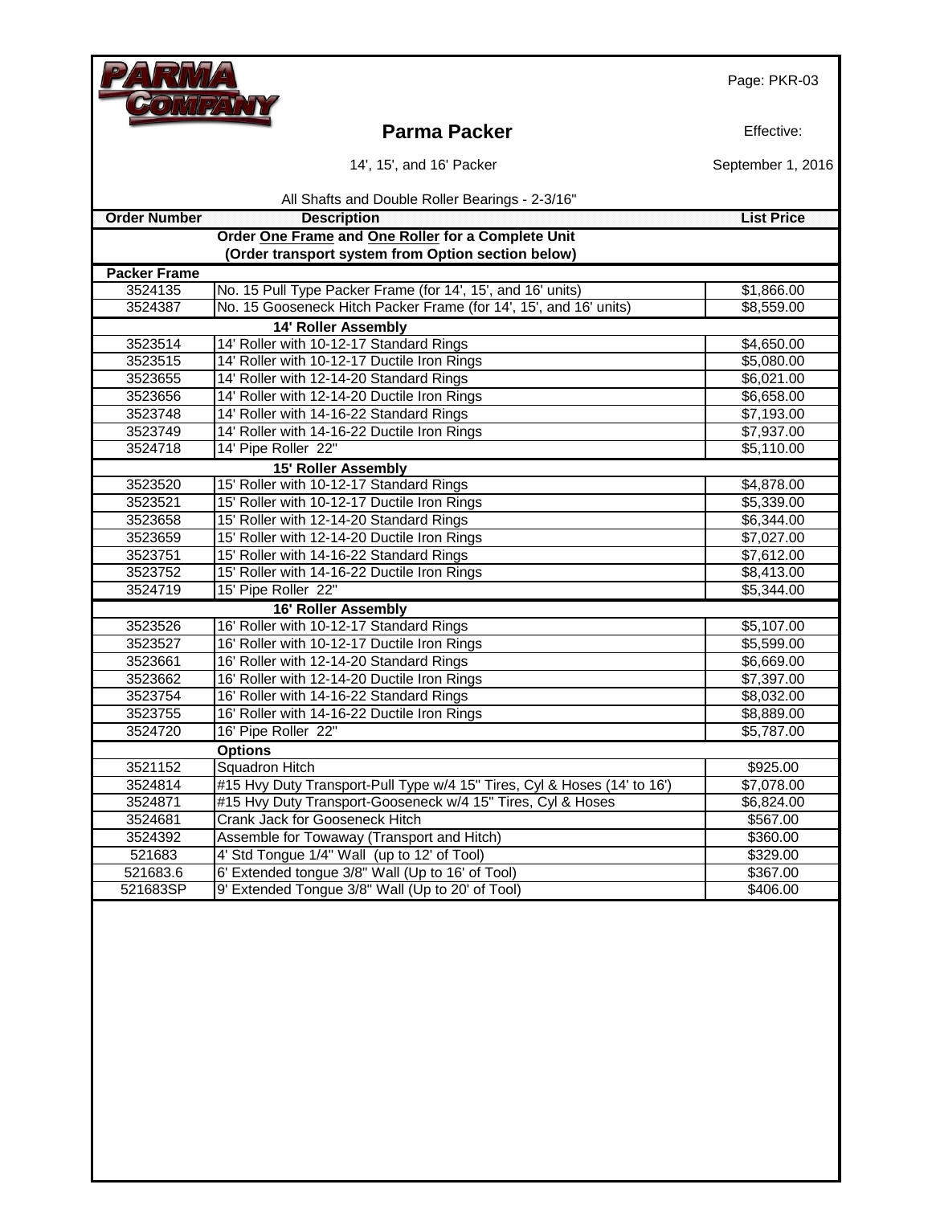# Parma Packer

14', 15', and 16' Packer

Effective: September 1, 2016

All Shafts and Double Roller Bearings - 2-3/16"

| Order Number | Description | List Price |
|---|---|---|
| | **Order One Frame and One Roller for a Complete Unit** | |
| | **(Order transport system from Option section below)** | |
| **Packer Frame** | | |
| 3524135 | No. 15 Pull Type Packer Frame (for 14', 15', and 16' units) | $1,866.00 |
| 3524387 | No. 15 Gooseneck Hitch Packer Frame (for 14', 15', and 16' units) | $8,559.00 |
| | **14' Roller Assembly** | |
| 3523514 | 14' Roller with 10-12-17 Standard Rings | $4,650.00 |
| 3523515 | 14' Roller with 10-12-17 Ductile Iron Rings | $5,080.00 |
| 3523655 | 14' Roller with 12-14-20 Standard Rings | $6,021.00 |
| 3523656 | 14' Roller with 12-14-20 Ductile Iron Rings | $6,658.00 |
| 3523748 | 14' Roller with 14-16-22 Standard Rings | $7,193.00 |
| 3523749 | 14' Roller with 14-16-22 Ductile Iron Rings | $7,937.00 |
| 3524718 | 14' Pipe Roller 22" | $5,110.00 |
| | **15' Roller Assembly** | |
| 3523520 | 15' Roller with 10-12-17 Standard Rings | $4,878.00 |
| 3523521 | 15' Roller with 10-12-17 Ductile Iron Rings | $5,339.00 |
| 3523658 | 15' Roller with 12-14-20 Standard Rings | $6,344.00 |
| 3523659 | 15' Roller with 12-14-20 Ductile Iron Rings | $7,027.00 |
| 3523751 | 15' Roller with 14-16-22 Standard Rings | $7,612.00 |
| 3523752 | 15' Roller with 14-16-22 Ductile Iron Rings | $8,413.00 |
| 3524719 | 15' Pipe Roller 22" | $5,344.00 |
| | **16' Roller Assembly** | |
| 3523526 | 16' Roller with 10-12-17 Standard Rings | $5,107.00 |
| 3523527 | 16' Roller with 10-12-17 Ductile Iron Rings | $5,599.00 |
| 3523661 | 16' Roller with 12-14-20 Standard Rings | $6,669.00 |
| 3523662 | 16' Roller with 12-14-20 Ductile Iron Rings | $7,397.00 |
| 3523754 | 16' Roller with 14-16-22 Standard Rings | $8,032.00 |
| 3523755 | 16' Roller with 14-16-22 Ductile Iron Rings | $8,889.00 |
| 3524720 | 16' Pipe Roller 22" | $5,787.00 |
| | **Options** | |
| 3521152 | Squadron Hitch | $925.00 |
| 3524814 | #15 Hvy Duty Transport-Pull Type w/4 15" Tires, Cyl & Hoses (14' to 16') | $7,078.00 |
| 3524871 | #15 Hvy Duty Transport-Gooseneck w/4 15" Tires, Cyl & Hoses | $6,824.00 |
| 3524681 | Crank Jack for Gooseneck Hitch | $567.00 |
| 3524392 | Assemble for Towaway (Transport and Hitch) | $360.00 |
| 521683 | 4' Std Tongue 1/4" Wall (up to 12' of Tool) | $329.00 |
| 521683.6 | 6' Extended tongue 3/8" Wall (Up to 16' of Tool) | $367.00 |
| 521683SP | 9' Extended Tongue 3/8" Wall (Up to 20' of Tool) | $406.00 |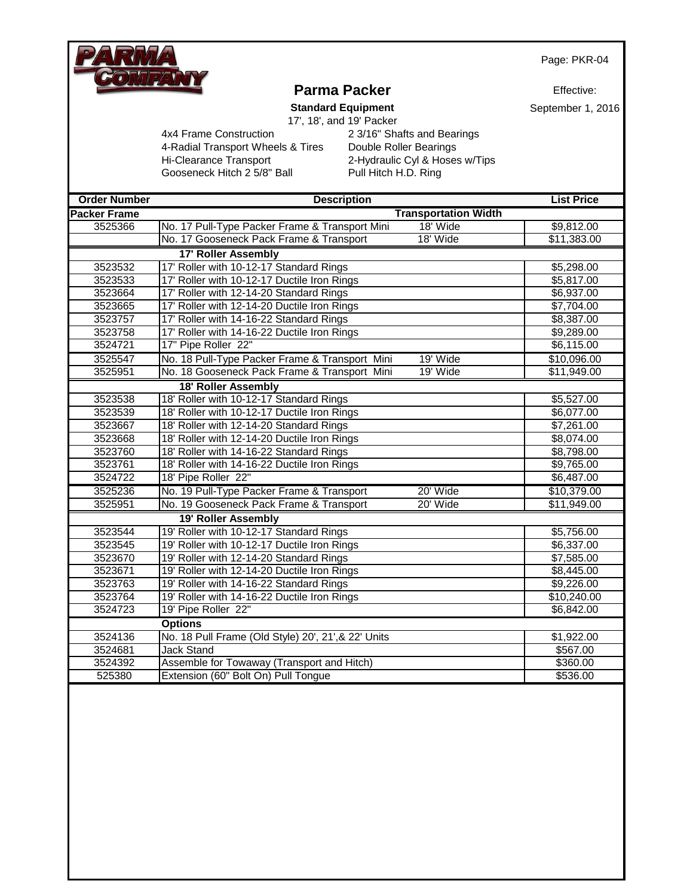PARMA COMPANY

Page: PKR-04

# Parma Packer

Effective: September 1, 2016

**Standard Equipment**

17', 18', and 19' Packer

- 4x4 Frame Construction
- 4-Radial Transport Wheels & Tires
- Hi-Clearance Transport
- Gooseneck Hitch 2 5/8" Ball
- 2 3/16" Shafts and Bearings
- Double Roller Bearings
- 2-Hydraulic Cyl & Hoses w/Tips
- Pull Hitch H.D. Ring

| Order Number | Description | Transportation Width | List Price |
|---|---|---|---|
| **Packer Frame** | | | |
| 3525366 | No. 17 Pull-Type Packer Frame & Transport Mini | 18' Wide | $9,812.00 |
| | No. 17 Gooseneck Pack Frame & Transport | 18' Wide | $11,383.00 |
| | **17' Roller Assembly** | | |
| 3523532 | 17' Roller with 10-12-17 Standard Rings | | $5,298.00 |
| 3523533 | 17' Roller with 10-12-17 Ductile Iron Rings | | $5,817.00 |
| 3523664 | 17' Roller with 12-14-20 Standard Rings | | $6,937.00 |
| 3523665 | 17' Roller with 12-14-20 Ductile Iron Rings | | $7,704.00 |
| 3523757 | 17' Roller with 14-16-22 Standard Rings | | $8,387.00 |
| 3523758 | 17' Roller with 14-16-22 Ductile Iron Rings | | $9,289.00 |
| 3524721 | 17" Pipe Roller 22" | | $6,115.00 |
| 3525547 | No. 18 Pull-Type Packer Frame & Transport Mini | 19' Wide | $10,096.00 |
| 3525951 | No. 18 Gooseneck Pack Frame & Transport Mini | 19' Wide | $11,949.00 |
| | **18' Roller Assembly** | | |
| 3523538 | 18' Roller with 10-12-17 Standard Rings | | $5,527.00 |
| 3523539 | 18' Roller with 10-12-17 Ductile Iron Rings | | $6,077.00 |
| 3523667 | 18' Roller with 12-14-20 Standard Rings | | $7,261.00 |
| 3523668 | 18' Roller with 12-14-20 Ductile Iron Rings | | $8,074.00 |
| 3523760 | 18' Roller with 14-16-22 Standard Rings | | $8,798.00 |
| 3523761 | 18' Roller with 14-16-22 Ductile Iron Rings | | $9,765.00 |
| 3524722 | 18' Pipe Roller 22" | | $6,487.00 |
| 3525236 | No. 19 Pull-Type Packer Frame & Transport | 20' Wide | $10,379.00 |
| 3525951 | No. 19 Gooseneck Pack Frame & Transport | 20' Wide | $11,949.00 |
| | **19' Roller Assembly** | | |
| 3523544 | 19' Roller with 10-12-17 Standard Rings | | $5,756.00 |
| 3523545 | 19' Roller with 10-12-17 Ductile Iron Rings | | $6,337.00 |
| 3523670 | 19' Roller with 12-14-20 Standard Rings | | $7,585.00 |
| 3523671 | 19' Roller with 12-14-20 Ductile Iron Rings | | $8,445.00 |
| 3523763 | 19' Roller with 14-16-22 Standard Rings | | $9,226.00 |
| 3523764 | 19' Roller with 14-16-22 Ductile Iron Rings | | $10,240.00 |
| 3524723 | 19' Pipe Roller 22" | | $6,842.00 |
| | **Options** | | |
| 3524136 | No. 18 Pull Frame (Old Style) 20', 21',& 22' Units | | $1,922.00 |
| 3524681 | Jack Stand | | $567.00 |
| 3524392 | Assemble for Towaway (Transport and Hitch) | | $360.00 |
| 525380 | Extension (60" Bolt On) Pull Tongue | | $536.00 |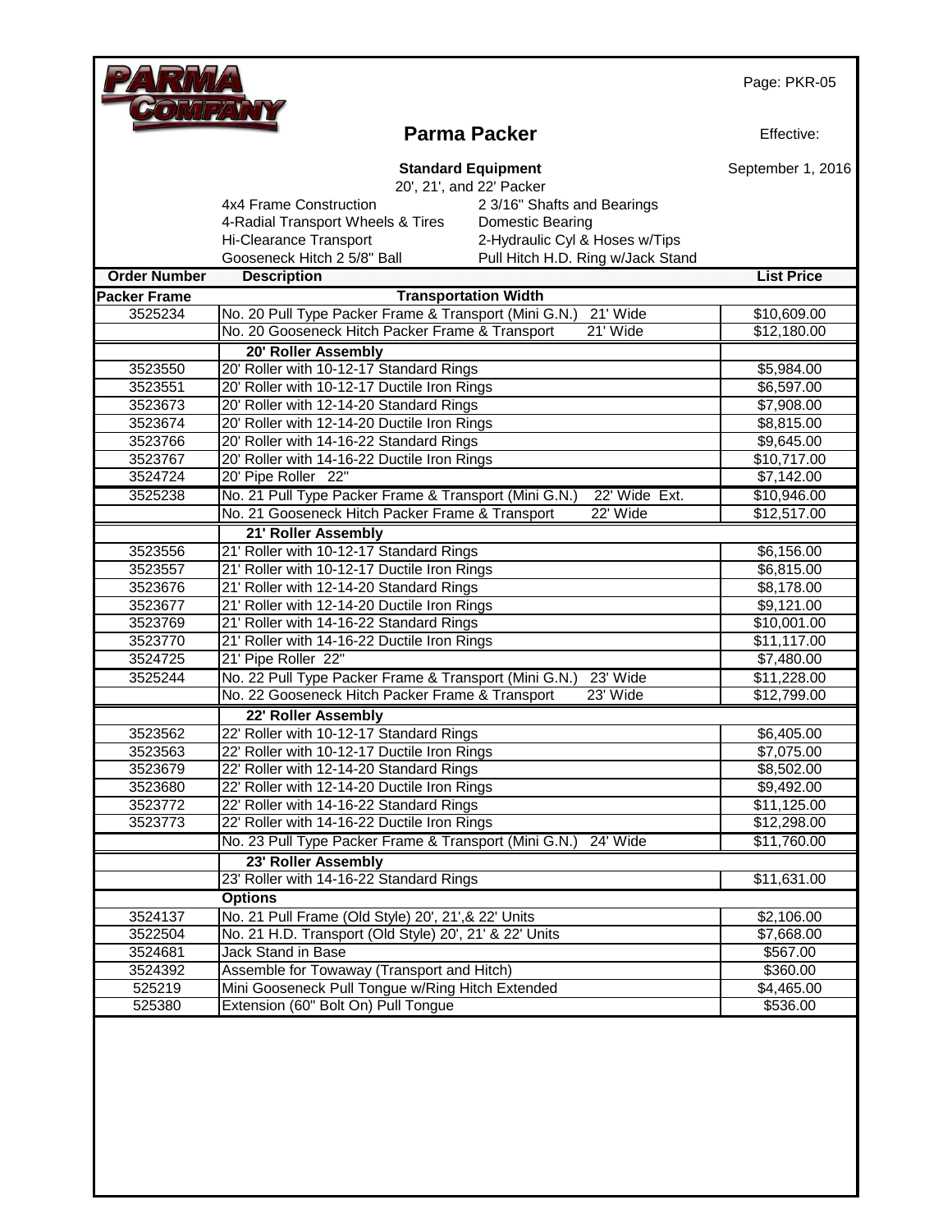PARMA COMPANY

Page: PKR-05

# Parma Packer

Effective: September 1, 2016

**Standard Equipment**

20', 21', and 22' Packer

| | |
|---|---|
| 4x4 Frame Construction | 2 3/16" Shafts and Bearings |
| 4-Radial Transport Wheels & Tires | Domestic Bearing |
| Hi-Clearance Transport | 2-Hydraulic Cyl & Hoses w/Tips |
| Gooseneck Hitch 2 5/8" Ball | Pull Hitch H.D. Ring w/Jack Stand |

| Order Number | Description | List Price |
|---|---|---|
| **Packer Frame** | **Transportation Width** | |
| 3525234 | No. 20 Pull Type Packer Frame & Transport (Mini G.N.) 21' Wide | $10,609.00 |
| | No. 20 Gooseneck Hitch Packer Frame & Transport 21' Wide | $12,180.00 |
| | **20' Roller Assembly** | |
| 3523550 | 20' Roller with 10-12-17 Standard Rings | $5,984.00 |
| 3523551 | 20' Roller with 10-12-17 Ductile Iron Rings | $6,597.00 |
| 3523673 | 20' Roller with 12-14-20 Standard Rings | $7,908.00 |
| 3523674 | 20' Roller with 12-14-20 Ductile Iron Rings | $8,815.00 |
| 3523766 | 20' Roller with 14-16-22 Standard Rings | $9,645.00 |
| 3523767 | 20' Roller with 14-16-22 Ductile Iron Rings | $10,717.00 |
| 3524724 | 20' Pipe Roller 22" | $7,142.00 |
| 3525238 | No. 21 Pull Type Packer Frame & Transport (Mini G.N.) 22' Wide Ext. | $10,946.00 |
| | No. 21 Gooseneck Hitch Packer Frame & Transport 22' Wide | $12,517.00 |
| | **21' Roller Assembly** | |
| 3523556 | 21' Roller with 10-12-17 Standard Rings | $6,156.00 |
| 3523557 | 21' Roller with 10-12-17 Ductile Iron Rings | $6,815.00 |
| 3523676 | 21' Roller with 12-14-20 Standard Rings | $8,178.00 |
| 3523677 | 21' Roller with 12-14-20 Ductile Iron Rings | $9,121.00 |
| 3523769 | 21' Roller with 14-16-22 Standard Rings | $10,001.00 |
| 3523770 | 21' Roller with 14-16-22 Ductile Iron Rings | $11,117.00 |
| 3524725 | 21' Pipe Roller 22" | $7,480.00 |
| 3525244 | No. 22 Pull Type Packer Frame & Transport (Mini G.N.) 23' Wide | $11,228.00 |
| | No. 22 Gooseneck Hitch Packer Frame & Transport 23' Wide | $12,799.00 |
| | **22' Roller Assembly** | |
| 3523562 | 22' Roller with 10-12-17 Standard Rings | $6,405.00 |
| 3523563 | 22' Roller with 10-12-17 Ductile Iron Rings | $7,075.00 |
| 3523679 | 22' Roller with 12-14-20 Standard Rings | $8,502.00 |
| 3523680 | 22' Roller with 12-14-20 Ductile Iron Rings | $9,492.00 |
| 3523772 | 22' Roller with 14-16-22 Standard Rings | $11,125.00 |
| 3523773 | 22' Roller with 14-16-22 Ductile Iron Rings | $12,298.00 |
| | No. 23 Pull Type Packer Frame & Transport (Mini G.N.) 24' Wide | $11,760.00 |
| | **23' Roller Assembly** | |
| | 23' Roller with 14-16-22 Standard Rings | $11,631.00 |
| | **Options** | |
| 3524137 | No. 21 Pull Frame (Old Style) 20', 21',& 22' Units | $2,106.00 |
| 3522504 | No. 21 H.D. Transport (Old Style) 20', 21' & 22' Units | $7,668.00 |
| 3524681 | Jack Stand in Base | $567.00 |
| 3524392 | Assemble for Towaway (Transport and Hitch) | $360.00 |
| 525219 | Mini Gooseneck Pull Tongue w/Ring Hitch Extended | $4,465.00 |
| 525380 | Extension (60" Bolt On) Pull Tongue | $536.00 |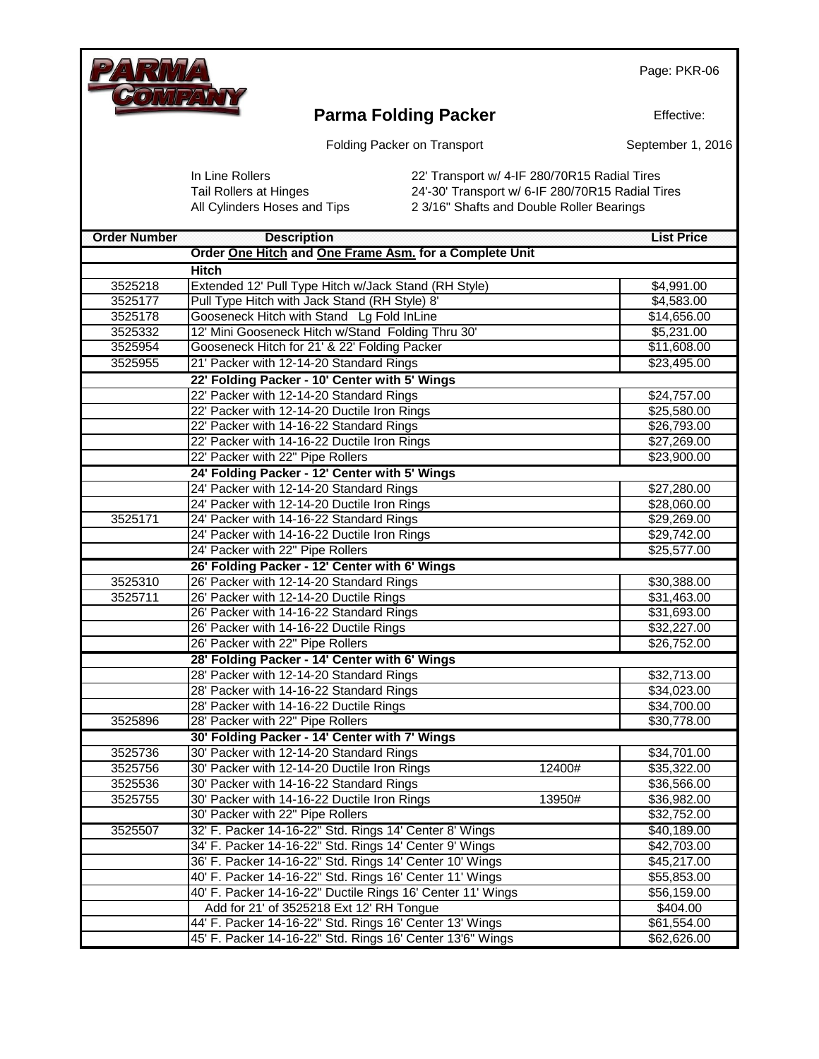PARMA COMPANY

Page: PKR-06

# Parma Folding Packer

Effective: September 1, 2016

Folding Packer on Transport

In Line Rollers
Tail Rollers at Hinges
All Cylinders Hoses and Tips

22' Transport w/ 4-IF 280/70R15 Radial Tires
24'-30' Transport w/ 6-IF 280/70R15 Radial Tires
2 3/16" Shafts and Double Roller Bearings

| Order Number | Description | | List Price |
|---|---|---|---|
| | **Order One Hitch and One Frame Asm. for a Complete Unit** | | |
| | **Hitch** | | |
| 3525218 | Extended 12' Pull Type Hitch w/Jack Stand (RH Style) | | $4,991.00 |
| 3525177 | Pull Type Hitch with Jack Stand (RH Style) 8' | | $4,583.00 |
| 3525178 | Gooseneck Hitch with Stand Lg Fold InLine | | $14,656.00 |
| 3525332 | 12' Mini Gooseneck Hitch w/Stand Folding Thru 30' | | $5,231.00 |
| 3525954 | Gooseneck Hitch for 21' & 22' Folding Packer | | $11,608.00 |
| 3525955 | 21' Packer with 12-14-20 Standard Rings | | $23,495.00 |
| | **22' Folding Packer - 10' Center with 5' Wings** | | |
| | 22' Packer with 12-14-20 Standard Rings | | $24,757.00 |
| | 22' Packer with 12-14-20 Ductile Iron Rings | | $25,580.00 |
| | 22' Packer with 14-16-22 Standard Rings | | $26,793.00 |
| | 22' Packer with 14-16-22 Ductile Iron Rings | | $27,269.00 |
| | 22' Packer with 22" Pipe Rollers | | $23,900.00 |
| | **24' Folding Packer - 12' Center with 5' Wings** | | |
| | 24' Packer with 12-14-20 Standard Rings | | $27,280.00 |
| | 24' Packer with 12-14-20 Ductile Iron Rings | | $28,060.00 |
| 3525171 | 24' Packer with 14-16-22 Standard Rings | | $29,269.00 |
| | 24' Packer with 14-16-22 Ductile Iron Rings | | $29,742.00 |
| | 24' Packer with 22" Pipe Rollers | | $25,577.00 |
| | **26' Folding Packer - 12' Center with 6' Wings** | | |
| 3525310 | 26' Packer with 12-14-20 Standard Rings | | $30,388.00 |
| 3525711 | 26' Packer with 12-14-20 Ductile Rings | | $31,463.00 |
| | 26' Packer with 14-16-22 Standard Rings | | $31,693.00 |
| | 26' Packer with 14-16-22 Ductile Rings | | $32,227.00 |
| | 26' Packer with 22" Pipe Rollers | | $26,752.00 |
| | **28' Folding Packer - 14' Center with 6' Wings** | | |
| | 28' Packer with 12-14-20 Standard Rings | | $32,713.00 |
| | 28' Packer with 14-16-22 Standard Rings | | $34,023.00 |
| | 28' Packer with 14-16-22 Ductile Rings | | $34,700.00 |
| 3525896 | 28' Packer with 22" Pipe Rollers | | $30,778.00 |
| | **30' Folding Packer - 14' Center with 7' Wings** | | |
| 3525736 | 30' Packer with 12-14-20 Standard Rings | | $34,701.00 |
| 3525756 | 30' Packer with 12-14-20 Ductile Iron Rings | 12400# | $35,322.00 |
| 3525536 | 30' Packer with 14-16-22 Standard Rings | | $36,566.00 |
| 3525755 | 30' Packer with 14-16-22 Ductile Iron Rings | 13950# | $36,982.00 |
| | 30' Packer with 22" Pipe Rollers | | $32,752.00 |
| 3525507 | 32' F. Packer 14-16-22" Std. Rings 14' Center 8' Wings | | $40,189.00 |
| | 34' F. Packer 14-16-22" Std. Rings 14' Center 9' Wings | | $42,703.00 |
| | 36' F. Packer 14-16-22" Std. Rings 14' Center 10' Wings | | $45,217.00 |
| | 40' F. Packer 14-16-22" Std. Rings 16' Center 11' Wings | | $55,853.00 |
| | 40' F. Packer 14-16-22" Ductile Rings 16' Center 11' Wings | | $56,159.00 |
| | Add for 21' of 3525218 Ext 12' RH Tongue | | $404.00 |
| | 44' F. Packer 14-16-22" Std. Rings 16' Center 13' Wings | | $61,554.00 |
| | 45' F. Packer 14-16-22" Std. Rings 16' Center 13'6" Wings | | $62,626.00 |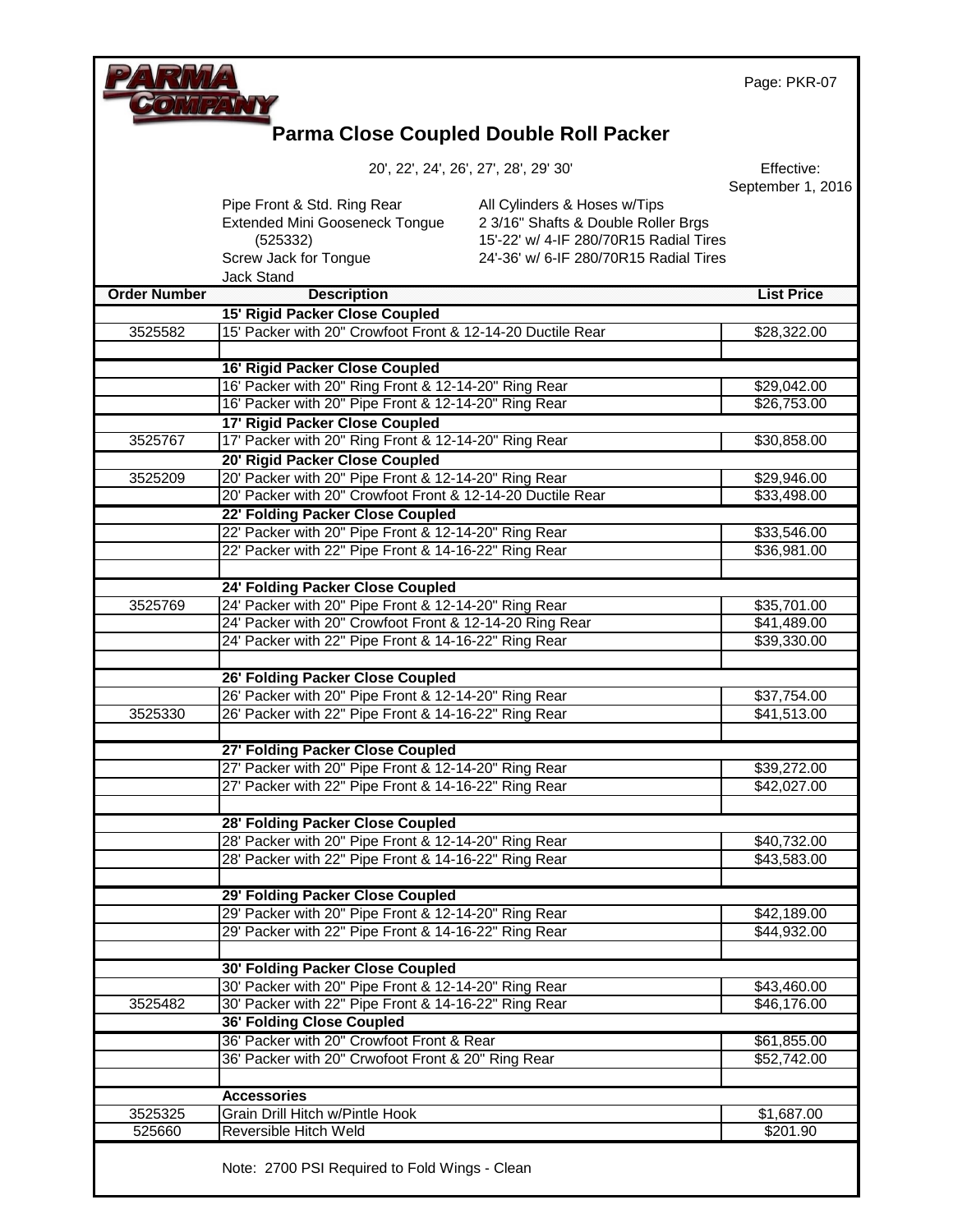PARMA COMPANY

Page: PKR-07

# Parma Close Coupled Double Roll Packer

20', 22', 24', 26', 27', 28', 29' 30'

Effective: September 1, 2016

- Pipe Front & Std. Ring Rear
- Extended Mini Gooseneck Tongue (525332)
- Screw Jack for Tongue
- Jack Stand
- All Cylinders & Hoses w/Tips
- 2 3/16" Shafts & Double Roller Brgs
- 15'-22' w/ 4-IF 280/70R15 Radial Tires
- 24'-36' w/ 6-IF 280/70R15 Radial Tires

| Order Number | Description | List Price |
|---|---|---|
| | **15' Rigid Packer Close Coupled** | |
| 3525582 | 15' Packer with 20" Crowfoot Front & 12-14-20 Ductile Rear | $28,322.00 |
| | | |
| | **16' Rigid Packer Close Coupled** | |
| | 16' Packer with 20" Ring Front & 12-14-20" Ring Rear | $29,042.00 |
| | 16' Packer with 20" Pipe Front & 12-14-20" Ring Rear | $26,753.00 |
| | **17' Rigid Packer Close Coupled** | |
| 3525767 | 17' Packer with 20" Ring Front & 12-14-20" Ring Rear | $30,858.00 |
| | **20' Rigid Packer Close Coupled** | |
| 3525209 | 20' Packer with 20" Pipe Front & 12-14-20" Ring Rear | $29,946.00 |
| | 20' Packer with 20" Crowfoot Front & 12-14-20 Ductile Rear | $33,498.00 |
| | **22' Folding Packer Close Coupled** | |
| | 22' Packer with 20" Pipe Front & 12-14-20" Ring Rear | $33,546.00 |
| | 22' Packer with 22" Pipe Front & 14-16-22" Ring Rear | $36,981.00 |
| | | |
| | **24' Folding Packer Close Coupled** | |
| 3525769 | 24' Packer with 20" Pipe Front & 12-14-20" Ring Rear | $35,701.00 |
| | 24' Packer with 20" Crowfoot Front & 12-14-20 Ring Rear | $41,489.00 |
| | 24' Packer with 22" Pipe Front & 14-16-22" Ring Rear | $39,330.00 |
| | | |
| | **26' Folding Packer Close Coupled** | |
| | 26' Packer with 20" Pipe Front & 12-14-20" Ring Rear | $37,754.00 |
| 3525330 | 26' Packer with 22" Pipe Front & 14-16-22" Ring Rear | $41,513.00 |
| | | |
| | **27' Folding Packer Close Coupled** | |
| | 27' Packer with 20" Pipe Front & 12-14-20" Ring Rear | $39,272.00 |
| | 27' Packer with 22" Pipe Front & 14-16-22" Ring Rear | $42,027.00 |
| | | |
| | **28' Folding Packer Close Coupled** | |
| | 28' Packer with 20" Pipe Front & 12-14-20" Ring Rear | $40,732.00 |
| | 28' Packer with 22" Pipe Front & 14-16-22" Ring Rear | $43,583.00 |
| | | |
| | **29' Folding Packer Close Coupled** | |
| | 29' Packer with 20" Pipe Front & 12-14-20" Ring Rear | $42,189.00 |
| | 29' Packer with 22" Pipe Front & 14-16-22" Ring Rear | $44,932.00 |
| | | |
| | **30' Folding Packer Close Coupled** | |
| | 30' Packer with 20" Pipe Front & 12-14-20" Ring Rear | $43,460.00 |
| 3525482 | 30' Packer with 22" Pipe Front & 14-16-22" Ring Rear | $46,176.00 |
| | **36' Folding Close Coupled** | |
| | 36' Packer with 20" Crowfoot Front & Rear | $61,855.00 |
| | 36' Packer with 20" Crwofoot Front & 20" Ring Rear | $52,742.00 |
| | | |
| | **Accessories** | |
| 3525325 | Grain Drill Hitch w/Pintle Hook | $1,687.00 |
| 525660 | Reversible Hitch Weld | $201.90 |

Note: 2700 PSI Required to Fold Wings - Clean